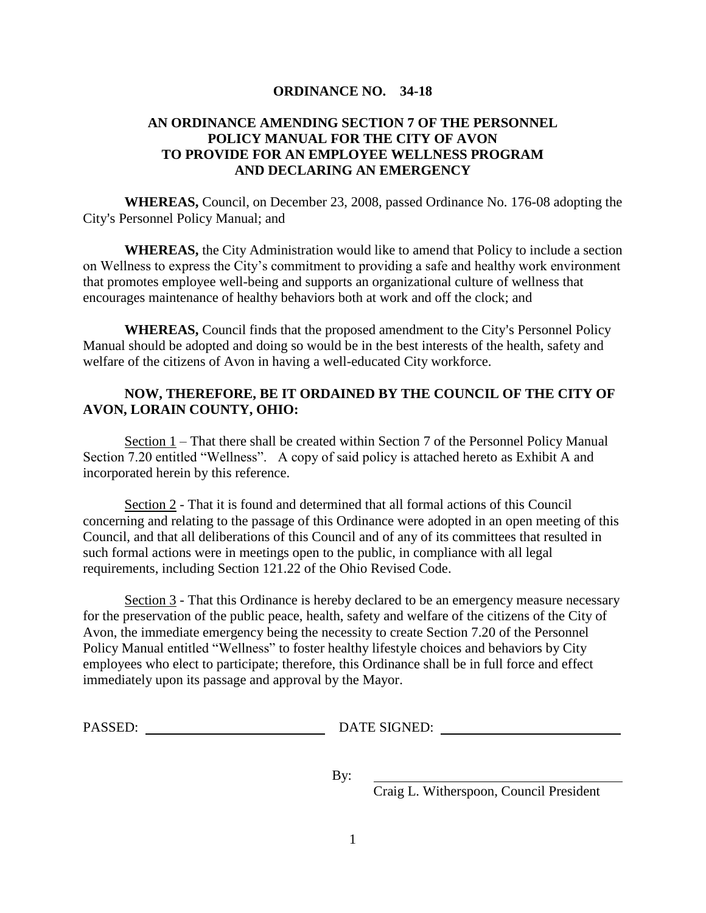**ORDINANCE NO. 34-18**

**AN ORDINANCE AMENDING SECTION 7 OF THE PERSONNEL POLICY MANUAL FOR THE CITY OF AVON TO PROVIDE FOR AN EMPLOYEE WELLNESS PROGRAM AND DECLARING AN EMERGENCY**

**WHEREAS,** Council, on December 23, 2008, passed Ordinance No. 176-08 adopting the City's Personnel Policy Manual; and

**WHEREAS,** the City Administration would like to amend that Policy to include a section on Wellness to express the City's commitment to providing a safe and healthy work environment that promotes employee well-being and supports an organizational culture of wellness that encourages maintenance of healthy behaviors both at work and off the clock; and

**WHEREAS,** Council finds that the proposed amendment to the City's Personnel Policy Manual should be adopted and doing so would be in the best interests of the health, safety and welfare of the citizens of Avon in having a well-educated City workforce.

**NOW, THEREFORE, BE IT ORDAINED BY THE COUNCIL OF THE CITY OF AVON, LORAIN COUNTY, OHIO:**

Section 1 – That there shall be created within Section 7 of the Personnel Policy Manual Section 7.20 entitled "Wellness". A copy of said policy is attached hereto as Exhibit A and incorporated herein by this reference.

Section 2 - That it is found and determined that all formal actions of this Council concerning and relating to the passage of this Ordinance were adopted in an open meeting of this Council, and that all deliberations of this Council and of any of its committees that resulted in such formal actions were in meetings open to the public, in compliance with all legal requirements, including Section 121.22 of the Ohio Revised Code.

Section 3 - That this Ordinance is hereby declared to be an emergency measure necessary for the preservation of the public peace, health, safety and welfare of the citizens of the City of Avon, the immediate emergency being the necessity to create Section 7.20 of the Personnel Policy Manual entitled "Wellness" to foster healthy lifestyle choices and behaviors by City employees who elect to participate; therefore, this Ordinance shall be in full force and effect immediately upon its passage and approval by the Mayor.

PASSED: ______________________ DATE SIGNED: ______________________

By: ______________________________
Craig L. Witherspoon, Council President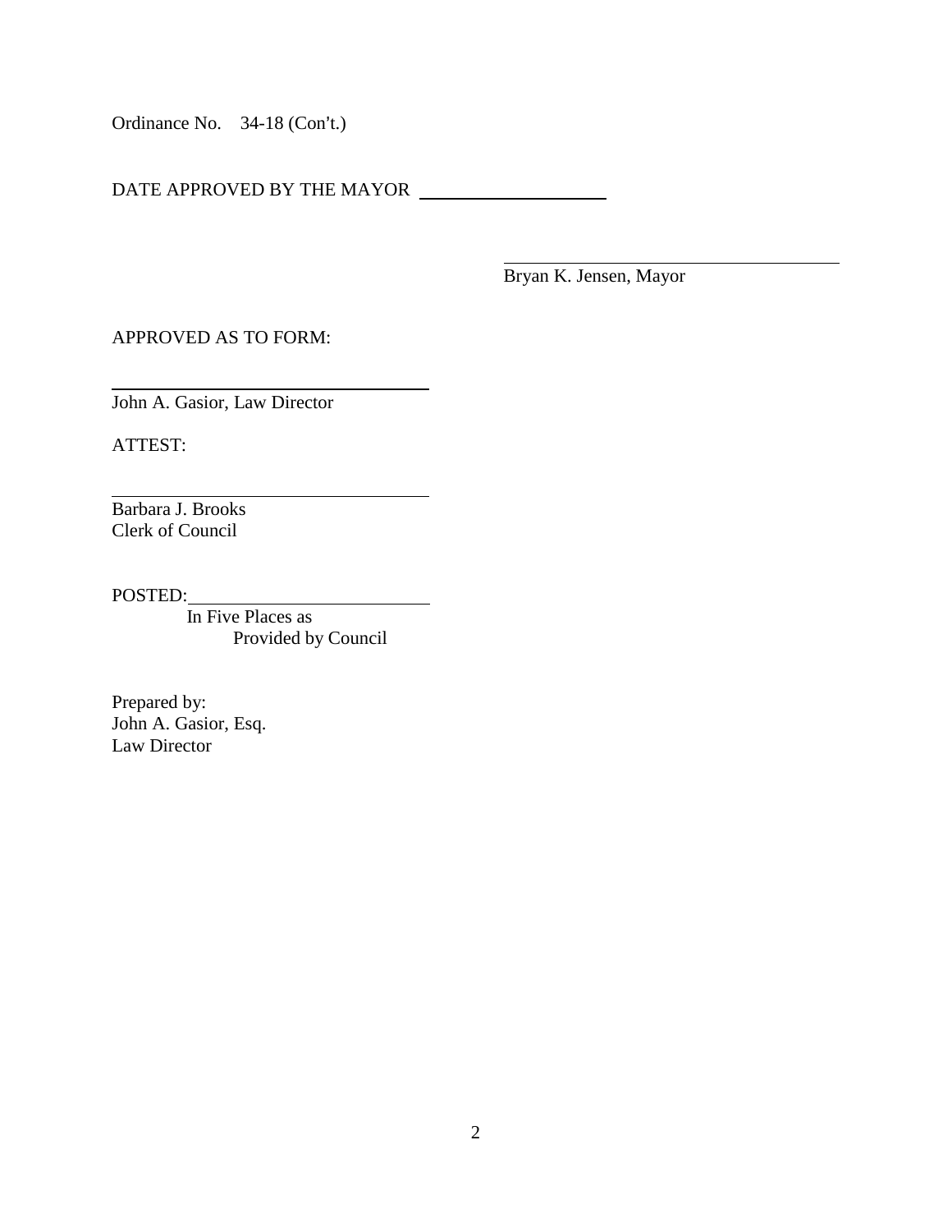Ordinance No. 34-18 (Con't.)

DATE APPROVED BY THE MAYOR ____________________

\_\_\_\_\_\_\_\_\_\_\_\_\_\_\_\_\_\_\_\_\_\_\_\_\_\_\_\_\_\_\_\_\_\_\_\_

Bryan K. Jensen, Mayor

APPROVED AS TO FORM:

\_\_\_\_\_\_\_\_\_\_\_\_\_\_\_\_\_\_\_\_\_\_\_\_\_\_\_\_\_\_\_\_\_\_\_\_

John A. Gasior, Law Director

ATTEST:

\_\_\_\_\_\_\_\_\_\_\_\_\_\_\_\_\_\_\_\_\_\_\_\_\_\_\_\_\_\_\_\_\_\_\_\_

Barbara J. Brooks
Clerk of Council

POSTED:\_\_\_\_\_\_\_\_\_\_\_\_\_\_\_\_\_\_\_\_\_\_\_\_\_\_
In Five Places as
Provided by Council

Prepared by:
John A. Gasior, Esq.
Law Director